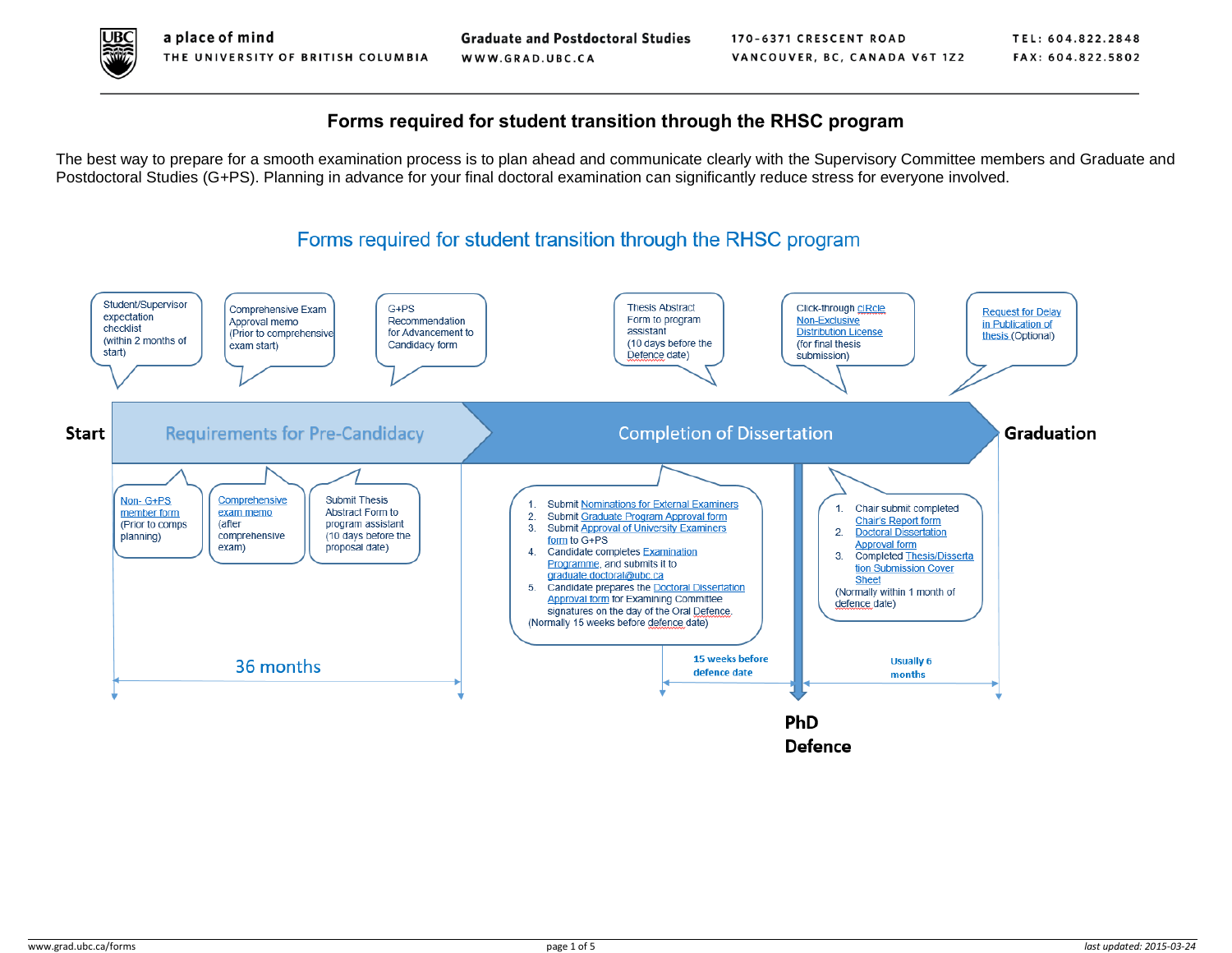# Forms required for student transition through the RHSC program

The best way to prepare for a smooth examination process is to plan ahead and communicate clearly with the Supervisory Committee members and Graduate and Postdoctoral Studies (G+PS). Planning in advance for your final doctoral examination can significantly reduce stress for everyone involved.

## Forms required for student transition through the RHSC program

**Start** → **Requirements for Pre-Candidacy** → **Completion of Dissertation** → **Graduation**

### Requirements for Pre-Candidacy (36 months)

- Student/Supervisor expectation checklist (within 2 months of start)
- Non- G+PS member form (Prior to comps planning)
- Comprehensive Exam Approval memo (Prior to comprehensive exam start)
- Comprehensive exam memo (after comprehensive exam)
- Submit Thesis Abstract Form to program assistant (10 days before the proposal date)
- G+PS Recommendation for Advancement to Candidacy form

### Completion of Dissertation

- Thesis Abstract Form to program assistant (10 days before the Defence date)

15 weeks before defence date:

1. Submit Nominations for External Examiners
2. Submit Graduate Program Approval form
3. Submit Approval of University Examiners form to G+PS
4. Candidate completes Examination Programme, and submits it to graduate.doctoral@ubc.ca
5. Candidate prepares the Doctoral Dissertation Approval form for Examining Committee signatures on the day of the Oral Defence.

(Normally 15 weeks before defence date)

**PhD Defence**

Usually 6 months (PhD Defence to Graduation):

1. Chair submit completed Chair's Report form
2. Doctoral Dissertation Approval form
3. Completed Thesis/Dissertation Submission Cover Sheet

(Normally within 1 month of defence date)

- Click-through cIRcle Non-Exclusive Distribution License (for final thesis submission)
- Request for Delay in Publication of thesis (Optional)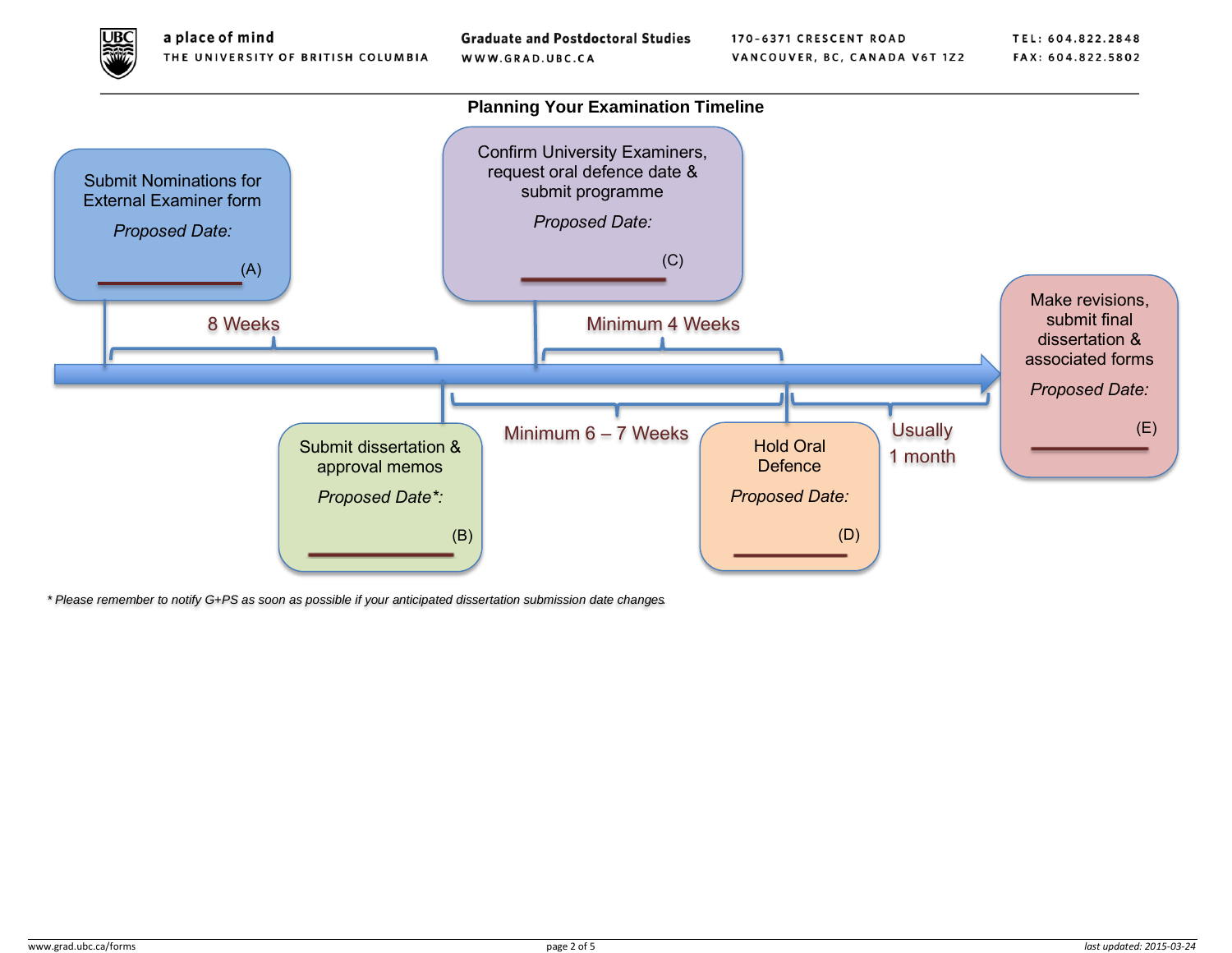## Planning Your Examination Timeline

**Submit Nominations for External Examiner form**

*Proposed Date:*

\_\_\_\_\_\_\_\_\_\_\_\_\_\_\_\_ (A)

8 Weeks

**Submit dissertation & approval memos**

*Proposed Date\*:*

\_\_\_\_\_\_\_\_\_\_\_\_\_\_\_\_ (B)

Minimum 6 – 7 Weeks

**Confirm University Examiners, request oral defence date & submit programme**

*Proposed Date:*

\_\_\_\_\_\_\_\_\_\_\_\_\_\_\_\_ (C)

Minimum 4 Weeks

**Hold Oral Defence**

*Proposed Date:*

\_\_\_\_\_\_\_\_\_\_\_\_\_\_\_\_ (D)

Usually 1 month

**Make revisions, submit final dissertation & associated forms**

*Proposed Date:*

\_\_\_\_\_\_\_\_\_\_\_\_\_\_\_\_ (E)

*\* Please remember to notify G+PS as soon as possible if your anticipated dissertation submission date changes.*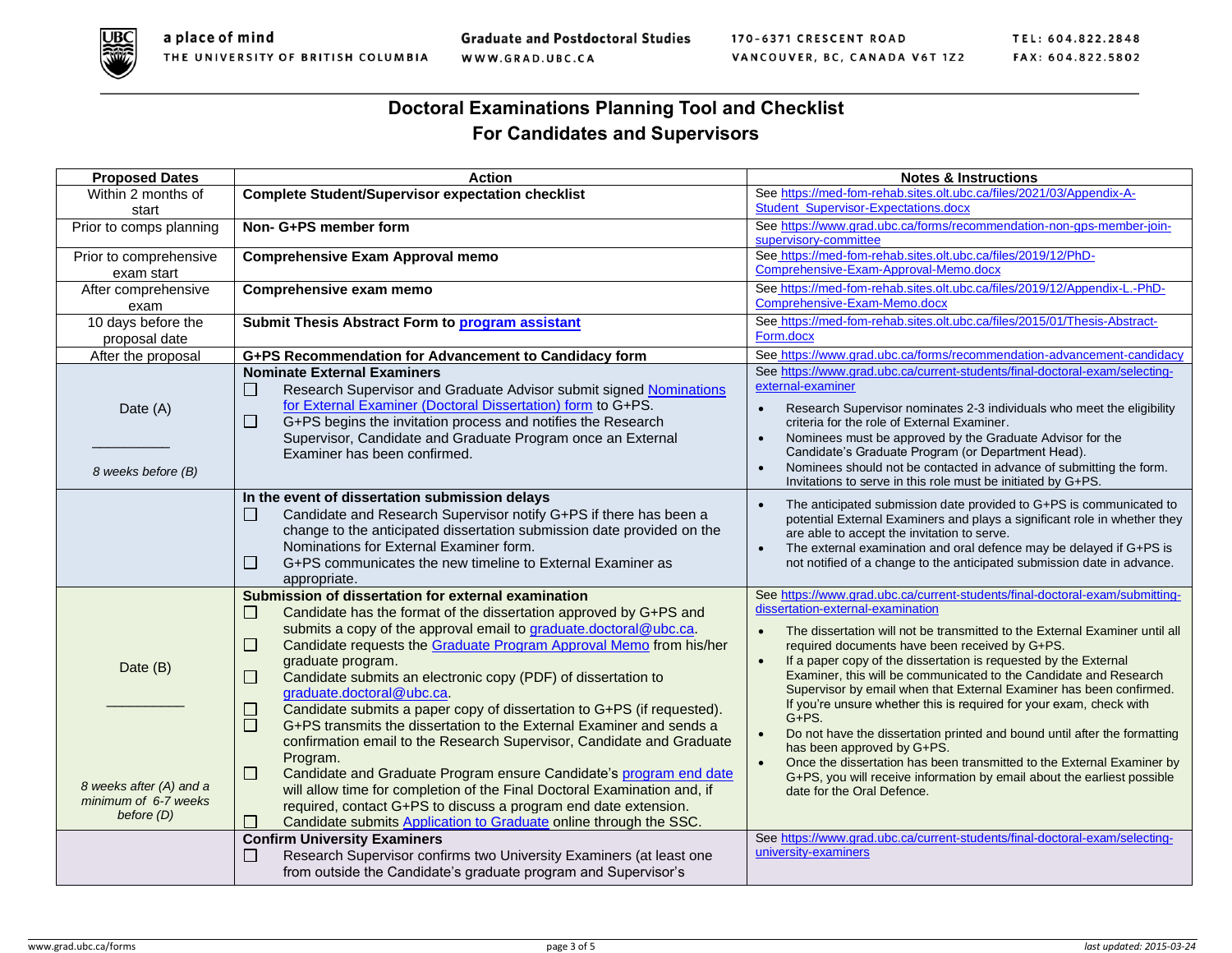# Doctoral Examinations Planning Tool and Checklist
## For Candidates and Supervisors

| Proposed Dates | Action | Notes & Instructions |
|---|---|---|
| Within 2 months of start | **Complete Student/Supervisor expectation checklist** | See https://med-fom-rehab.sites.olt.ubc.ca/files/2021/03/Appendix-A-Student_Supervisor-Expectations.docx |
| Prior to comps planning | **Non- G+PS member form** | See https://www.grad.ubc.ca/forms/recommendation-non-gps-member-join-supervisory-committee |
| Prior to comprehensive exam start | **Comprehensive Exam Approval memo** | See https://med-fom-rehab.sites.olt.ubc.ca/files/2019/12/PhD-Comprehensive-Exam-Approval-Memo.docx |
| After comprehensive exam | **Comprehensive exam memo** | See https://med-fom-rehab.sites.olt.ubc.ca/files/2019/12/Appendix-L.-PhD-Comprehensive-Exam-Memo.docx |
| 10 days before the proposal date | **Submit Thesis Abstract Form to program assistant** | See https://med-fom-rehab.sites.olt.ubc.ca/files/2015/01/Thesis-Abstract-Form.docx |
| After the proposal | **G+PS Recommendation for Advancement to Candidacy form** | See https://www.grad.ubc.ca/forms/recommendation-advancement-candidacy |
| Date (A) __________ *8 weeks before (B)* | **Nominate External Examiners**<br>☐ Research Supervisor and Graduate Advisor submit signed Nominations for External Examiner (Doctoral Dissertation) form to G+PS.<br>☐ G+PS begins the invitation process and notifies the Research Supervisor, Candidate and Graduate Program once an External Examiner has been confirmed. | See https://www.grad.ubc.ca/current-students/final-doctoral-exam/selecting-external-examiner<br>• Research Supervisor nominates 2-3 individuals who meet the eligibility criteria for the role of External Examiner.<br>• Nominees must be approved by the Graduate Advisor for the Candidate's Graduate Program (or Department Head).<br>• Nominees should not be contacted in advance of submitting the form. Invitations to serve in this role must be initiated by G+PS. |
| | **In the event of dissertation submission delays**<br>☐ Candidate and Research Supervisor notify G+PS if there has been a change to the anticipated dissertation submission date provided on the Nominations for External Examiner form.<br>☐ G+PS communicates the new timeline to External Examiner as appropriate. | • The anticipated submission date provided to G+PS is communicated to potential External Examiners and plays a significant role in whether they are able to accept the invitation to serve.<br>• The external examination and oral defence may be delayed if G+PS is not notified of a change to the anticipated submission date in advance. |
| Date (B) __________ *8 weeks after (A) and a minimum of 6-7 weeks before (D)* | **Submission of dissertation for external examination**<br>☐ Candidate has the format of the dissertation approved by G+PS and submits a copy of the approval email to graduate.doctoral@ubc.ca.<br>☐ Candidate requests the Graduate Program Approval Memo from his/her graduate program.<br>☐ Candidate submits an electronic copy (PDF) of dissertation to graduate.doctoral@ubc.ca.<br>☐ Candidate submits a paper copy of dissertation to G+PS (if requested).<br>☐ G+PS transmits the dissertation to the External Examiner and sends a confirmation email to the Research Supervisor, Candidate and Graduate Program.<br>☐ Candidate and Graduate Program ensure Candidate's program end date will allow time for completion of the Final Doctoral Examination and, if required, contact G+PS to discuss a program end date extension.<br>☐ Candidate submits Application to Graduate online through the SSC. | See https://www.grad.ubc.ca/current-students/final-doctoral-exam/submitting-dissertation-external-examination<br>• The dissertation will not be transmitted to the External Examiner until all required documents have been received by G+PS.<br>• If a paper copy of the dissertation is requested by the External Examiner, this will be communicated to the Candidate and Research Supervisor by email when that External Examiner has been confirmed. If you're unsure whether this is required for your exam, check with G+PS.<br>• Do not have the dissertation printed and bound until after the formatting has been approved by G+PS.<br>• Once the dissertation has been transmitted to the External Examiner by G+PS, you will receive information by email about the earliest possible date for the Oral Defence. |
| | **Confirm University Examiners**<br>☐ Research Supervisor confirms two University Examiners (at least one from outside the Candidate's graduate program and Supervisor's | See https://www.grad.ubc.ca/current-students/final-doctoral-exam/selecting-university-examiners |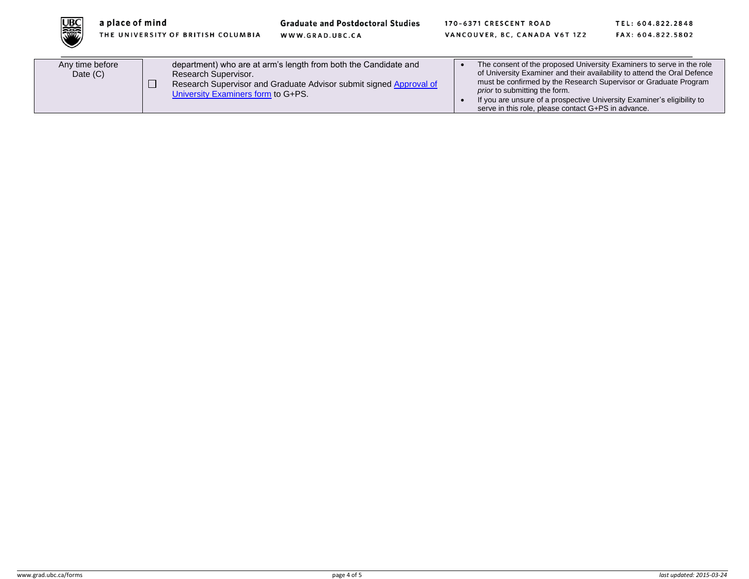| Any time before Date (C) | department) who are at arm's length from both the Candidate and Research Supervisor. ☐ Research Supervisor and Graduate Advisor submit signed [Approval of University Examiners form](#) to G+PS. | • The consent of the proposed University Examiners to serve in the role of University Examiner and their availability to attend the Oral Defence must be confirmed by the Research Supervisor or Graduate Program *prior* to submitting the form. • If you are unsure of a prospective University Examiner's eligibility to serve in this role, please contact G+PS in advance. |
|---|---|---|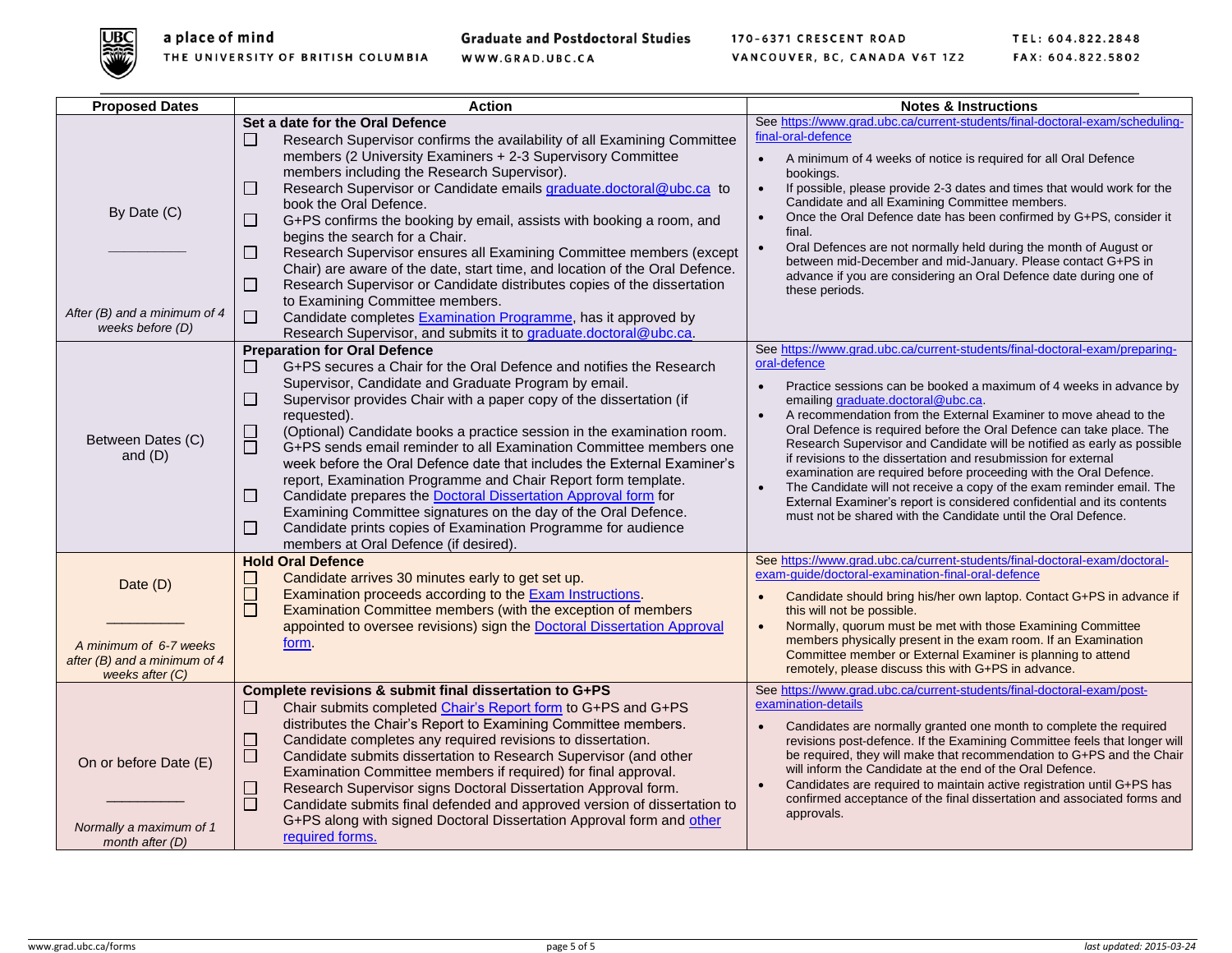| Proposed Dates | Action | Notes & Instructions |
|---|---|---|
| By Date (C)<br><br>__________<br><br>*After (B) and a minimum of 4 weeks before (D)* | **Set a date for the Oral Defence**<br>☐ Research Supervisor confirms the availability of all Examining Committee members (2 University Examiners + 2-3 Supervisory Committee members including the Research Supervisor).<br>☐ Research Supervisor or Candidate emails graduate.doctoral@ubc.ca to book the Oral Defence.<br>☐ G+PS confirms the booking by email, assists with booking a room, and begins the search for a Chair.<br>☐ Research Supervisor ensures all Examining Committee members (except Chair) are aware of the date, start time, and location of the Oral Defence.<br>☐ Research Supervisor or Candidate distributes copies of the dissertation to Examining Committee members.<br>☐ Candidate completes Examination Programme, has it approved by Research Supervisor, and submits it to graduate.doctoral@ubc.ca. | See https://www.grad.ubc.ca/current-students/final-doctoral-exam/scheduling-final-oral-defence<br>• A minimum of 4 weeks of notice is required for all Oral Defence bookings.<br>• If possible, please provide 2-3 dates and times that would work for the Candidate and all Examining Committee members.<br>• Once the Oral Defence date has been confirmed by G+PS, consider it final.<br>• Oral Defences are not normally held during the month of August or between mid-December and mid-January. Please contact G+PS in advance if you are considering an Oral Defence date during one of these periods. |
| Between Dates (C) and (D) | **Preparation for Oral Defence**<br>☐ G+PS secures a Chair for the Oral Defence and notifies the Research Supervisor, Candidate and Graduate Program by email.<br>☐ Supervisor provides Chair with a paper copy of the dissertation (if requested).<br>☐ (Optional) Candidate books a practice session in the examination room.<br>☐ G+PS sends email reminder to all Examination Committee members one week before the Oral Defence date that includes the External Examiner's report, Examination Programme and Chair Report form template.<br>☐ Candidate prepares the Doctoral Dissertation Approval form for Examining Committee signatures on the day of the Oral Defence.<br>☐ Candidate prints copies of Examination Programme for audience members at Oral Defence (if desired). | See https://www.grad.ubc.ca/current-students/final-doctoral-exam/preparing-oral-defence<br>• Practice sessions can be booked a maximum of 4 weeks in advance by emailing graduate.doctoral@ubc.ca.<br>• A recommendation from the External Examiner to move ahead to the Oral Defence is required before the Oral Defence can take place. The Research Supervisor and Candidate will be notified as early as possible if revisions to the dissertation and resubmission for external examination are required before proceeding with the Oral Defence.<br>• The Candidate will not receive a copy of the exam reminder email. The External Examiner's report is considered confidential and its contents must not be shared with the Candidate until the Oral Defence. |
| Date (D)<br><br>__________<br><br>*A minimum of 6-7 weeks after (B) and a minimum of 4 weeks after (C)* | **Hold Oral Defence**<br>☐ Candidate arrives 30 minutes early to get set up.<br>☐ Examination proceeds according to the Exam Instructions.<br>☐ Examination Committee members (with the exception of members appointed to oversee revisions) sign the Doctoral Dissertation Approval form. | See https://www.grad.ubc.ca/current-students/final-doctoral-exam/doctoral-exam-guide/doctoral-examination-final-oral-defence<br>• Candidate should bring his/her own laptop. Contact G+PS in advance if this will not be possible.<br>• Normally, quorum must be met with those Examining Committee members physically present in the exam room. If an Examination Committee member or External Examiner is planning to attend remotely, please discuss this with G+PS in advance. |
| On or before Date (E)<br><br>__________<br><br>*Normally a maximum of 1 month after (D)* | **Complete revisions & submit final dissertation to G+PS**<br>☐ Chair submits completed Chair's Report form to G+PS and G+PS distributes the Chair's Report to Examining Committee members.<br>☐ Candidate completes any required revisions to dissertation.<br>☐ Candidate submits dissertation to Research Supervisor (and other Examination Committee members if required) for final approval.<br>☐ Research Supervisor signs Doctoral Dissertation Approval form.<br>☐ Candidate submits final defended and approved version of dissertation to G+PS along with signed Doctoral Dissertation Approval form and other required forms. | See https://www.grad.ubc.ca/current-students/final-doctoral-exam/post-examination-details<br>• Candidates are normally granted one month to complete the required revisions post-defence. If the Examining Committee feels that longer will be required, they will make that recommendation to G+PS and the Chair will inform the Candidate at the end of the Oral Defence.<br>• Candidates are required to maintain active registration until G+PS has confirmed acceptance of the final dissertation and associated forms and approvals. |

www.grad.ubc.ca/forms

*last updated: 2015-03-24*